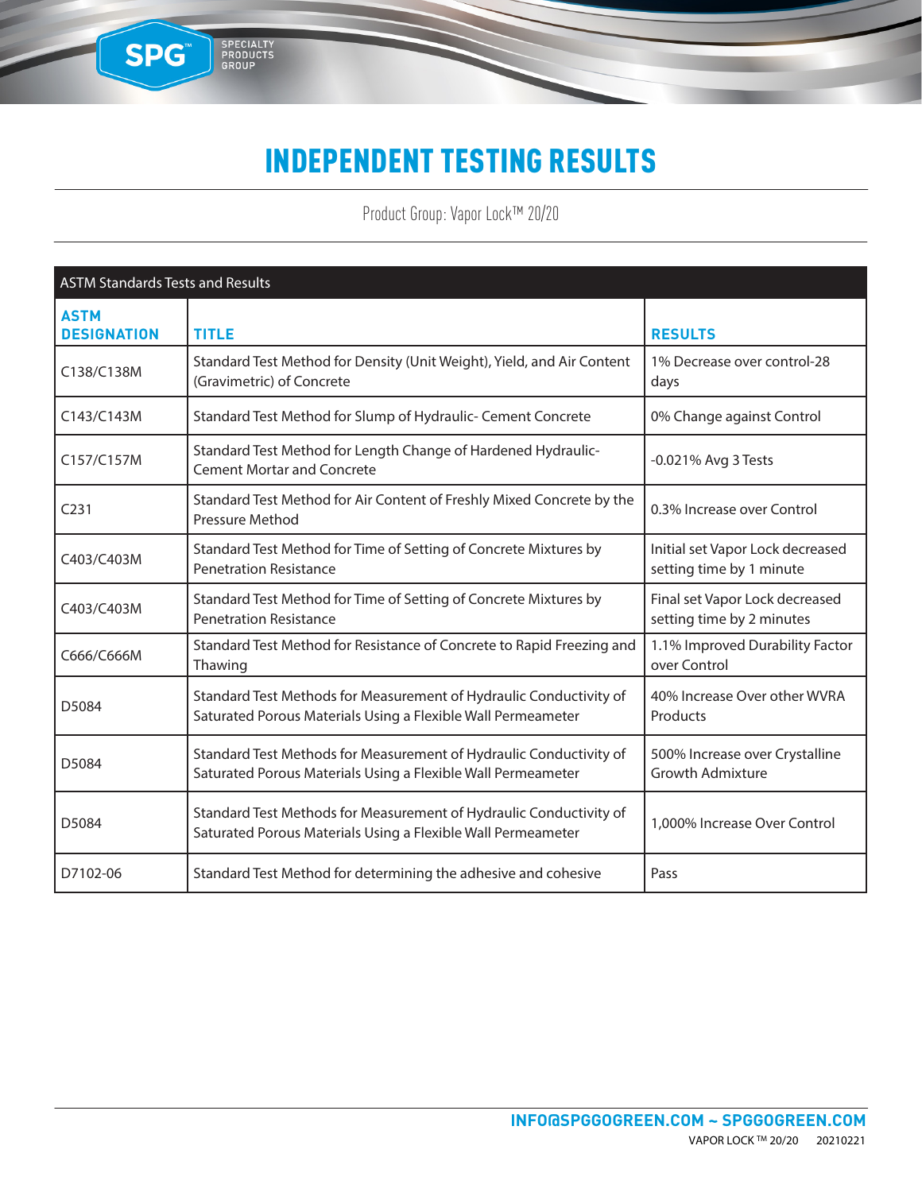# INDEPENDENT TESTING RESULTS

Product Group: Vapor Lock™ 20/20

| ASTM Standards Tests and Results | | |
|---|---|---|
| **ASTM DESIGNATION** | **TITLE** | **RESULTS** |
| C138/C138M | Standard Test Method for Density (Unit Weight), Yield, and Air Content (Gravimetric) of Concrete | 1% Decrease over control-28 days |
| C143/C143M | Standard Test Method for Slump of Hydraulic- Cement Concrete | 0% Change against Control |
| C157/C157M | Standard Test Method for Length Change of Hardened Hydraulic-Cement Mortar and Concrete | -0.021% Avg 3 Tests |
| C231 | Standard Test Method for Air Content of Freshly Mixed Concrete by the Pressure Method | 0.3% Increase over Control |
| C403/C403M | Standard Test Method for Time of Setting of Concrete Mixtures by Penetration Resistance | Initial set Vapor Lock decreased setting time by 1 minute |
| C403/C403M | Standard Test Method for Time of Setting of Concrete Mixtures by Penetration Resistance | Final set Vapor Lock decreased setting time by 2 minutes |
| C666/C666M | Standard Test Method for Resistance of Concrete to Rapid Freezing and Thawing | 1.1% Improved Durability Factor over Control |
| D5084 | Standard Test Methods for Measurement of Hydraulic Conductivity of Saturated Porous Materials Using a Flexible Wall Permeameter | 40% Increase Over other WVRA Products |
| D5084 | Standard Test Methods for Measurement of Hydraulic Conductivity of Saturated Porous Materials Using a Flexible Wall Permeameter | 500% Increase over Crystalline Growth Admixture |
| D5084 | Standard Test Methods for Measurement of Hydraulic Conductivity of Saturated Porous Materials Using a Flexible Wall Permeameter | 1,000% Increase Over Control |
| D7102-06 | Standard Test Method for determining the adhesive and cohesive | Pass |

**INFO@SPGGOGREEN.COM ~ SPGGOGREEN.COM**

VAPOR LOCK ™ 20/20 20210221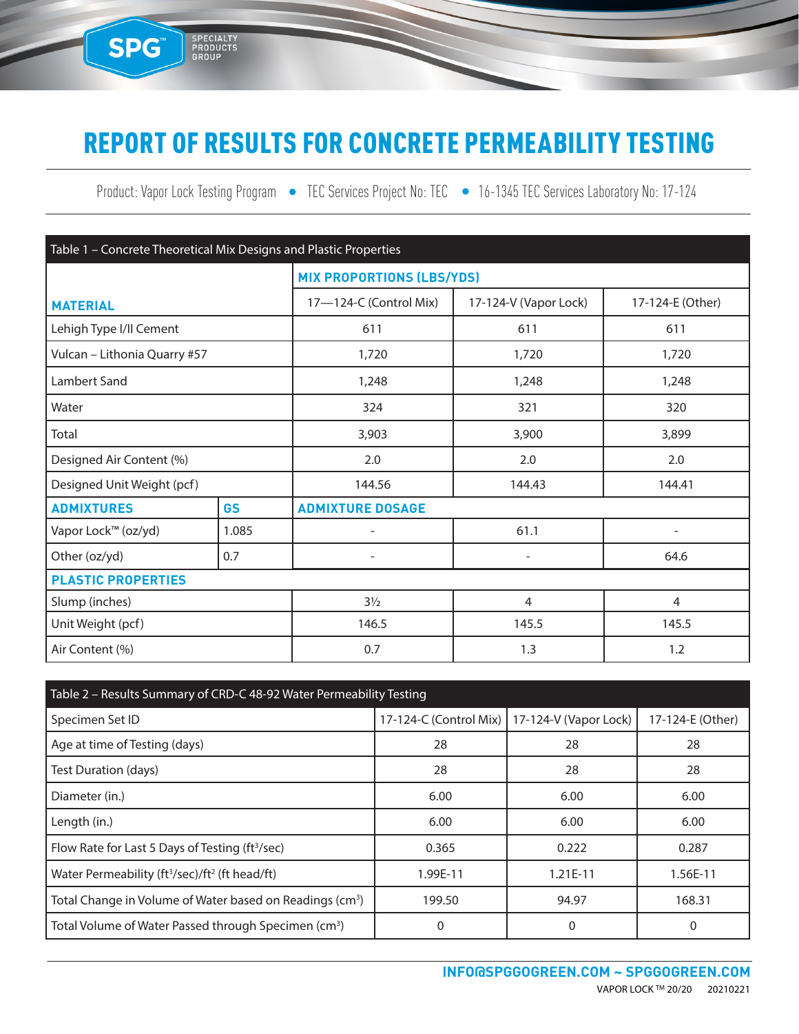# REPORT OF RESULTS FOR CONCRETE PERMEABILITY TESTING

Product: Vapor Lock Testing Program • TEC Services Project No: TEC • 16-1345 TEC Services Laboratory No: 17-124

| Table 1 – Concrete Theoretical Mix Designs and Plastic Properties | | | | |
|---|---|---|---|---|
| | | **MIX PROPORTIONS (LBS/YDS)** | | |
| **MATERIAL** | | 17—124-C (Control Mix) | 17-124-V (Vapor Lock) | 17-124-E (Other) |
| Lehigh Type I/II Cement | | 611 | 611 | 611 |
| Vulcan – Lithonia Quarry #57 | | 1,720 | 1,720 | 1,720 |
| Lambert Sand | | 1,248 | 1,248 | 1,248 |
| Water | | 324 | 321 | 320 |
| Total | | 3,903 | 3,900 | 3,899 |
| Designed Air Content (%) | | 2.0 | 2.0 | 2.0 |
| Designed Unit Weight (pcf) | | 144.56 | 144.43 | 144.41 |
| **ADMIXTURES** | **GS** | **ADMIXTURE DOSAGE** | | |
| Vapor Lock™ (oz/yd) | 1.085 | - | 61.1 | - |
| Other (oz/yd) | 0.7 | - | - | 64.6 |
| **PLASTIC PROPERTIES** | | | | |
| Slump (inches) | | 3½ | 4 | 4 |
| Unit Weight (pcf) | | 146.5 | 145.5 | 145.5 |
| Air Content (%) | | 0.7 | 1.3 | 1.2 |

| Table 2 – Results Summary of CRD-C 48-92 Water Permeability Testing | | | |
|---|---|---|---|
| Specimen Set ID | 17-124-C (Control Mix) | 17-124-V (Vapor Lock) | 17-124-E (Other) |
| Age at time of Testing (days) | 28 | 28 | 28 |
| Test Duration (days) | 28 | 28 | 28 |
| Diameter (in.) | 6.00 | 6.00 | 6.00 |
| Length (in.) | 6.00 | 6.00 | 6.00 |
| Flow Rate for Last 5 Days of Testing ($ft^3$/sec) | 0.365 | 0.222 | 0.287 |
| Water Permeability ($ft^3$/sec)/$ft^2$ (ft head/ft) | 1.99E-11 | 1.21E-11 | 1.56E-11 |
| Total Change in Volume of Water based on Readings ($cm^3$) | 199.50 | 94.97 | 168.31 |
| Total Volume of Water Passed through Specimen ($cm^3$) | 0 | 0 | 0 |

**INFO@SPGGOGREEN.COM ~ SPGGOGREEN.COM**

VAPOR LOCK ™ 20/20 20210221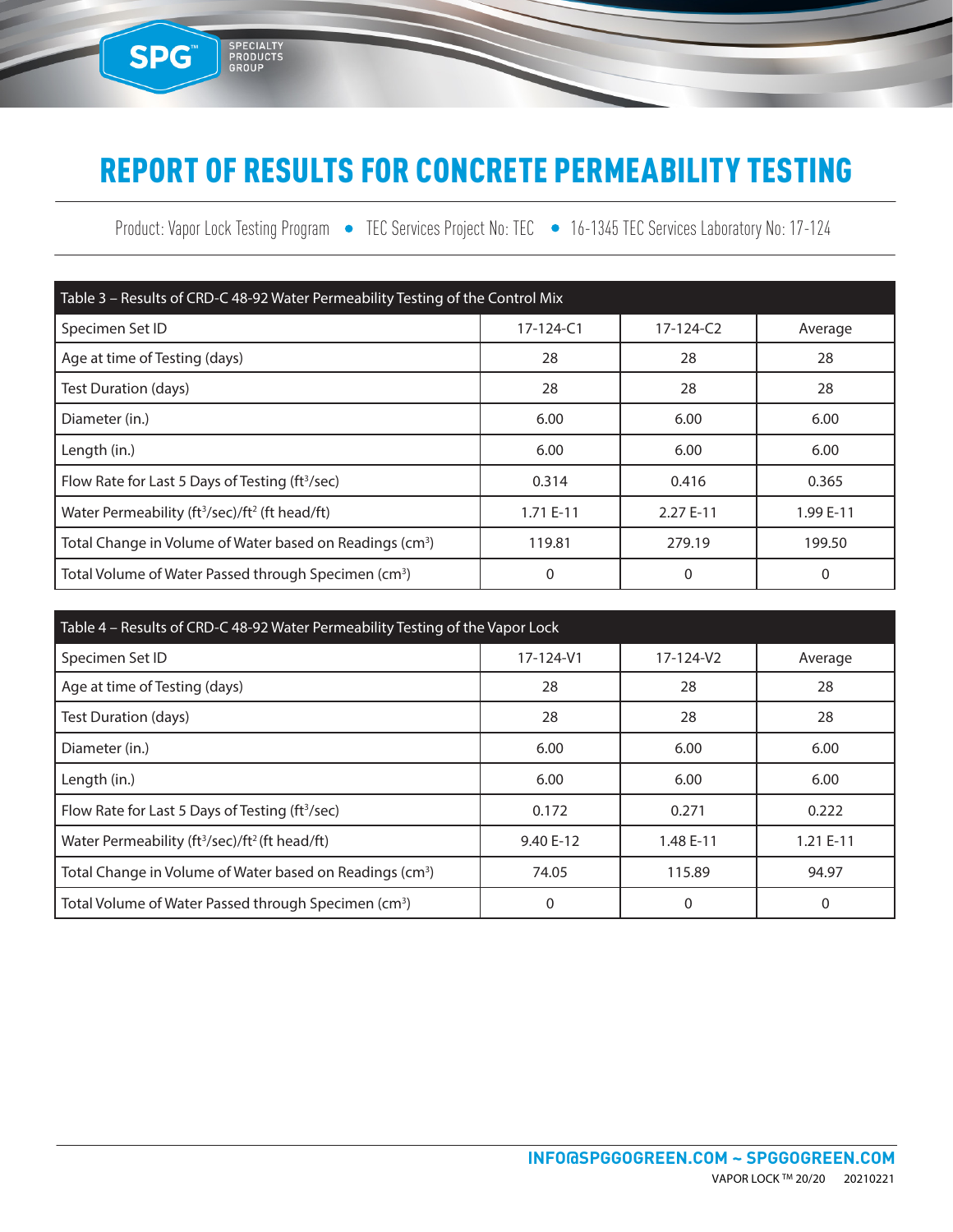# REPORT OF RESULTS FOR CONCRETE PERMEABILITY TESTING

Product: Vapor Lock Testing Program • TEC Services Project No: TEC • 16-1345 TEC Services Laboratory No: 17-124

| Table 3 – Results of CRD-C 48-92 Water Permeability Testing of the Control Mix | | | |
|---|---|---|---|
| Specimen Set ID | 17-124-C1 | 17-124-C2 | Average |
| Age at time of Testing (days) | 28 | 28 | 28 |
| Test Duration (days) | 28 | 28 | 28 |
| Diameter (in.) | 6.00 | 6.00 | 6.00 |
| Length (in.) | 6.00 | 6.00 | 6.00 |
| Flow Rate for Last 5 Days of Testing ($ft^3/sec$) | 0.314 | 0.416 | 0.365 |
| Water Permeability ($ft^3/sec$)/$ft^2$ (ft head/ft) | 1.71 E-11 | 2.27 E-11 | 1.99 E-11 |
| Total Change in Volume of Water based on Readings ($cm^3$) | 119.81 | 279.19 | 199.50 |
| Total Volume of Water Passed through Specimen ($cm^3$) | 0 | 0 | 0 |

| Table 4 – Results of CRD-C 48-92 Water Permeability Testing of the Vapor Lock | | | |
|---|---|---|---|
| Specimen Set ID | 17-124-V1 | 17-124-V2 | Average |
| Age at time of Testing (days) | 28 | 28 | 28 |
| Test Duration (days) | 28 | 28 | 28 |
| Diameter (in.) | 6.00 | 6.00 | 6.00 |
| Length (in.) | 6.00 | 6.00 | 6.00 |
| Flow Rate for Last 5 Days of Testing ($ft^3/sec$) | 0.172 | 0.271 | 0.222 |
| Water Permeability ($ft^3/sec$)/$ft^2$ (ft head/ft) | 9.40 E-12 | 1.48 E-11 | 1.21 E-11 |
| Total Change in Volume of Water based on Readings ($cm^3$) | 74.05 | 115.89 | 94.97 |
| Total Volume of Water Passed through Specimen ($cm^3$) | 0 | 0 | 0 |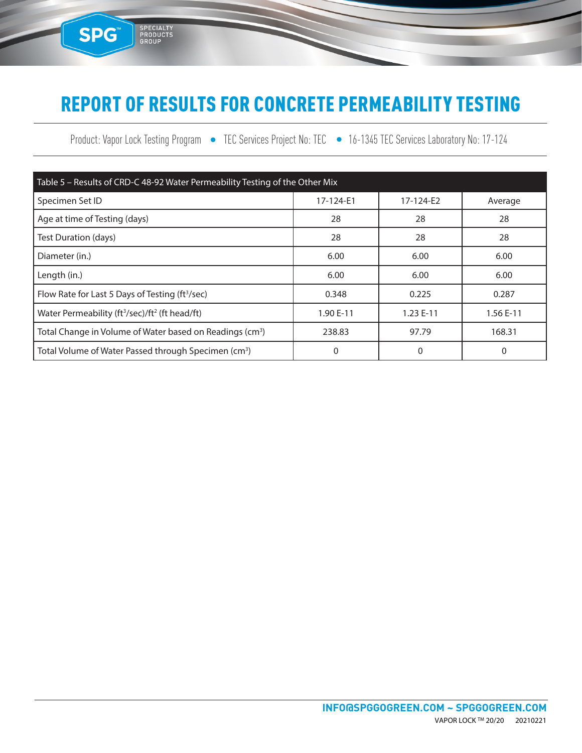# REPORT OF RESULTS FOR CONCRETE PERMEABILITY TESTING

Product: Vapor Lock Testing Program • TEC Services Project No: TEC • 16-1345 TEC Services Laboratory No: 17-124

| Table 5 – Results of CRD-C 48-92 Water Permeability Testing of the Other Mix | | | |
|---|---|---|---|
| Specimen Set ID | 17-124-E1 | 17-124-E2 | Average |
| Age at time of Testing (days) | 28 | 28 | 28 |
| Test Duration (days) | 28 | 28 | 28 |
| Diameter (in.) | 6.00 | 6.00 | 6.00 |
| Length (in.) | 6.00 | 6.00 | 6.00 |
| Flow Rate for Last 5 Days of Testing ($ft^3/sec$) | 0.348 | 0.225 | 0.287 |
| Water Permeability ($ft^3/sec$)/$ft^2$ (ft head/ft) | 1.90 E-11 | 1.23 E-11 | 1.56 E-11 |
| Total Change in Volume of Water based on Readings ($cm^3$) | 238.83 | 97.79 | 168.31 |
| Total Volume of Water Passed through Specimen ($cm^3$) | 0 | 0 | 0 |

INFO@SPGGOGREEN.COM ~ SPGGOGREEN.COM

VAPOR LOCK ™ 20/20 20210221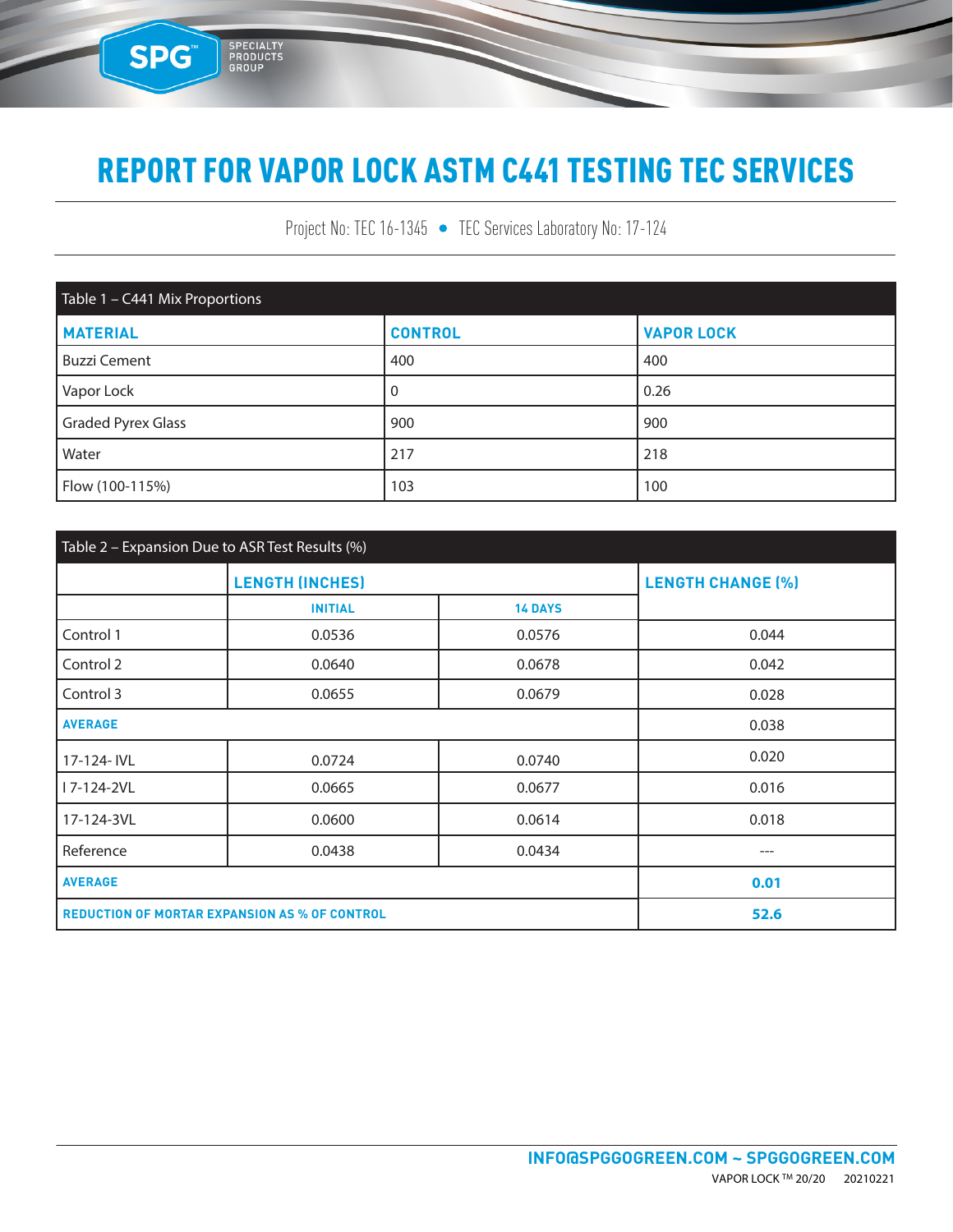# REPORT FOR VAPOR LOCK ASTM C441 TESTING TEC SERVICES

Project No: TEC 16-1345 • TEC Services Laboratory No: 17-124

| Table 1 – C441 Mix Proportions | | |
|---|---|---|
| **MATERIAL** | **CONTROL** | **VAPOR LOCK** |
| Buzzi Cement | 400 | 400 |
| Vapor Lock | 0 | 0.26 |
| Graded Pyrex Glass | 900 | 900 |
| Water | 217 | 218 |
| Flow (100-115%) | 103 | 100 |

| Table 2 – Expansion Due to ASR Test Results (%) | | | |
|---|---|---|---|
| | **LENGTH (INCHES)** | | **LENGTH CHANGE (%)** |
| | **INITIAL** | **14 DAYS** | |
| Control 1 | 0.0536 | 0.0576 | 0.044 |
| Control 2 | 0.0640 | 0.0678 | 0.042 |
| Control 3 | 0.0655 | 0.0679 | 0.028 |
| **AVERAGE** | | | 0.038 |
| 17-124- IVL | 0.0724 | 0.0740 | 0.020 |
| I 7-124-2VL | 0.0665 | 0.0677 | 0.016 |
| 17-124-3VL | 0.0600 | 0.0614 | 0.018 |
| Reference | 0.0438 | 0.0434 | --- |
| **AVERAGE** | | | **0.01** |
| **REDUCTION OF MORTAR EXPANSION AS % OF CONTROL** | | | **52.6** |

**INFO@SPGGOGREEN.COM ~ SPGGOGREEN.COM**

VAPOR LOCK ™ 20/20 20210221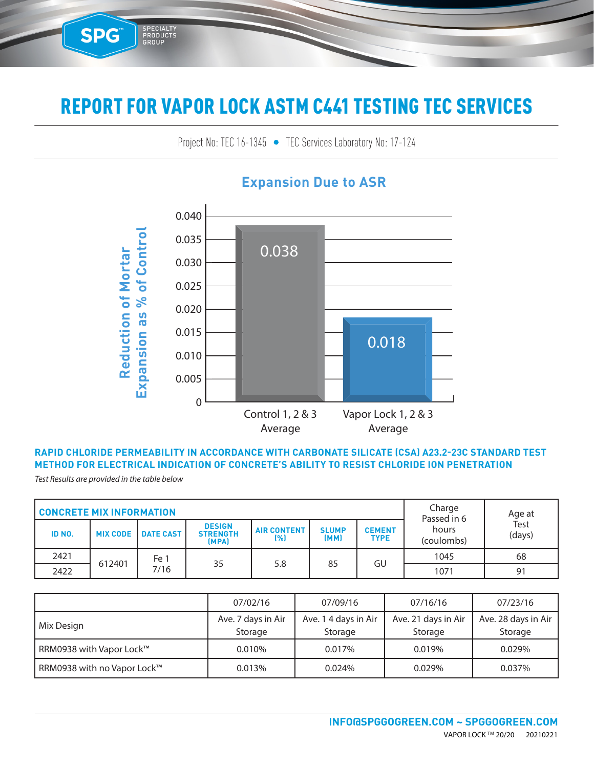# REPORT FOR VAPOR LOCK ASTM C441 TESTING TEC SERVICES

Project No: TEC 16-1345 • TEC Services Laboratory No: 17-124

## Expansion Due to ASR

Reduction of Mortar Expansion as % of Control

| | Value |
|---|---|
| Control 1, 2 & 3 Average | 0.038 |
| Vapor Lock 1, 2 & 3 Average | 0.018 |

### RAPID CHLORIDE PERMEABILITY IN ACCORDANCE WITH CARBONATE SILICATE (CSA) A23.2-23C STANDARD TEST METHOD FOR ELECTRICAL INDICATION OF CONCRETE'S ABILITY TO RESIST CHLORIDE ION PENETRATION

*Test Results are provided in the table below*

| CONCRETE MIX INFORMATION | | | | | | | Charge Passed in 6 hours (coulombs) | Age at Test (days) |
|---|---|---|---|---|---|---|---|---|
| ID NO. | MIX CODE | DATE CAST | DESIGN STRENGTH (MPA) | AIR CONTENT (%) | SLUMP (MM) | CEMENT TYPE | | |
| 2421 | 612401 | Fe 1 7/16 | 35 | 5.8 | 85 | GU | 1045 | 68 |
| 2422 | | | | | | | 1071 | 91 |

| | 07/02/16 | 07/09/16 | 07/16/16 | 07/23/16 |
|---|---|---|---|---|
| Mix Design | Ave. 7 days in Air Storage | Ave. 1 4 days in Air Storage | Ave. 21 days in Air Storage | Ave. 28 days in Air Storage |
| RRM0938 with Vapor Lock™ | 0.010% | 0.017% | 0.019% | 0.029% |
| RRM0938 with no Vapor Lock™ | 0.013% | 0.024% | 0.029% | 0.037% |

**INFO@SPGGOGREEN.COM ~ SPGGOGREEN.COM**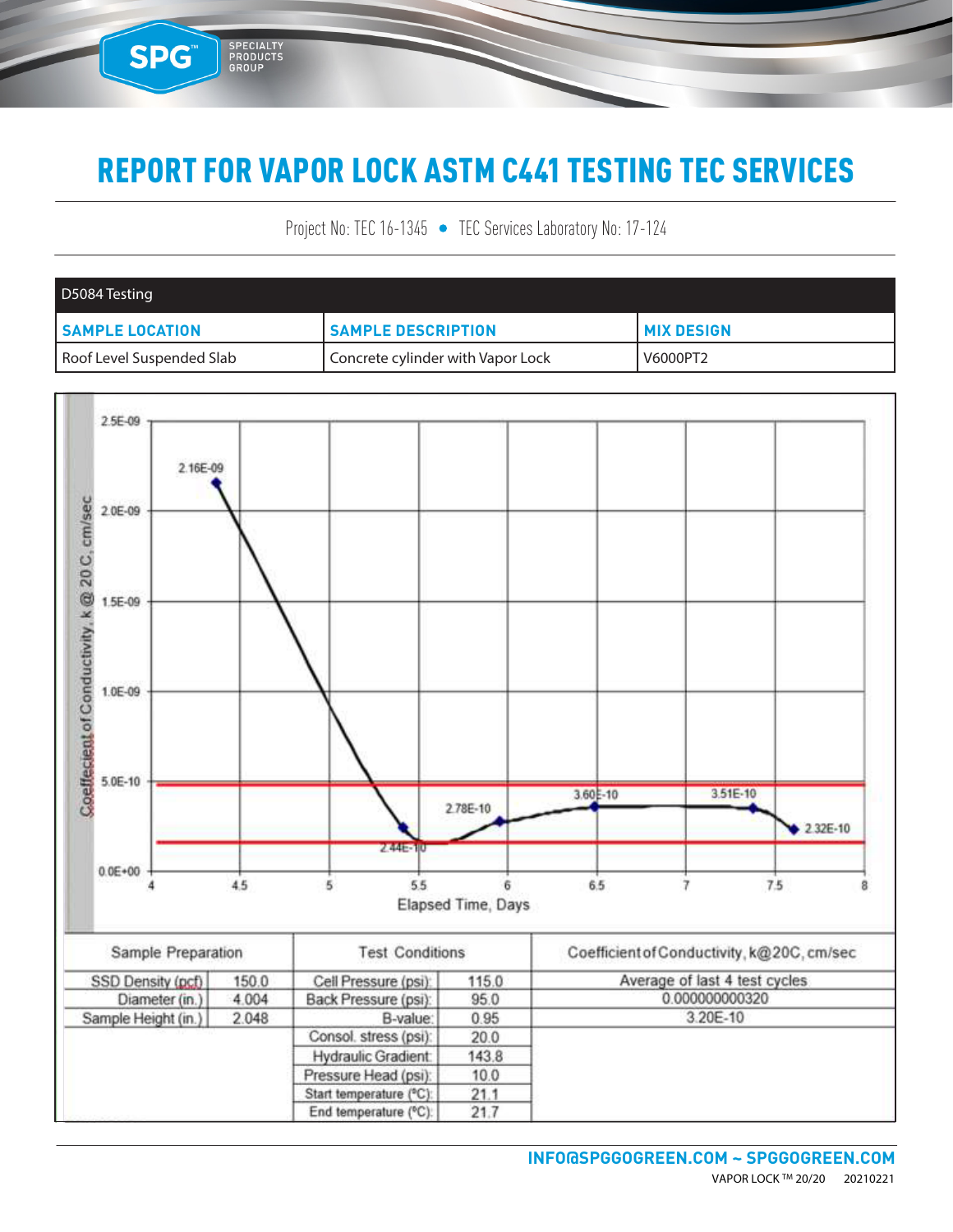# REPORT FOR VAPOR LOCK ASTM C441 TESTING TEC SERVICES

Project No: TEC 16-1345 • TEC Services Laboratory No: 17-124

| D5084 Testing | | |
|---|---|---|
| **SAMPLE LOCATION** | **SAMPLE DESCRIPTION** | **MIX DESIGN** |
| Roof Level Suspended Slab | Concrete cylinder with Vapor Lock | V6000PT2 |

| Sample Preparation | | Test Conditions | | Coefficient of Conductivity, k@20C, cm/sec |
|---|---|---|---|---|
| SSD Density (pcf) | 150.0 | Cell Pressure (psi): | 115.0 | Average of last 4 test cycles |
| Diameter (in.) | 4.004 | Back Pressure (psi): | 95.0 | 0.000000000320 |
| Sample Height (in.) | 2.048 | B-value: | 0.95 | 3.20E-10 |
| | | Consol. stress (psi): | 20.0 | |
| | | Hydraulic Gradient: | 143.8 | |
| | | Pressure Head (psi): | 10.0 | |
| | | Start temperature (°C): | 21.1 | |
| | | End temperature (°C): | 21.7 | |

INFO@SPGGOGREEN.COM ~ SPGGOGREEN.COM

VAPOR LOCK ™ 20/20 20210221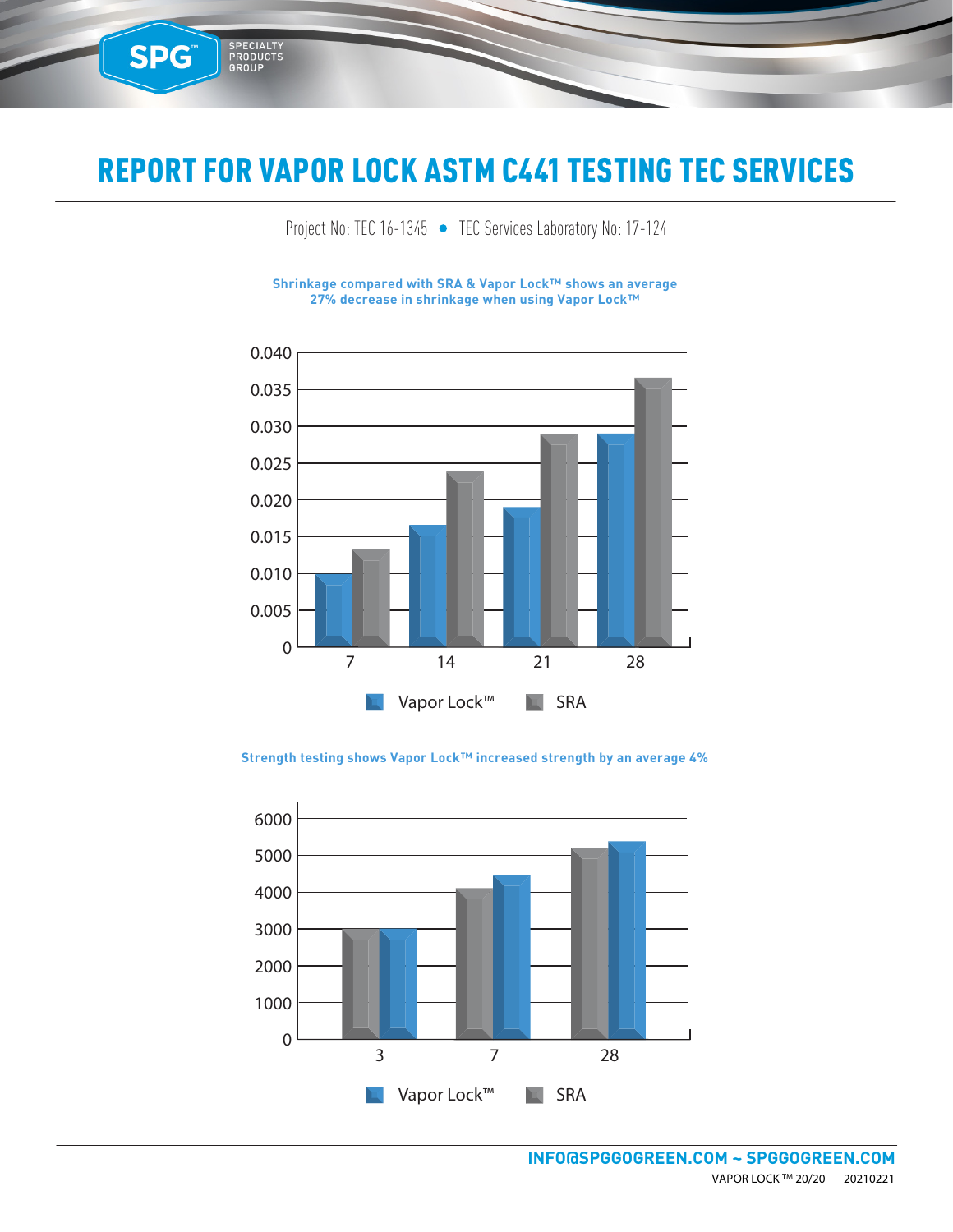# REPORT FOR VAPOR LOCK ASTM C441 TESTING TEC SERVICES

Project No: TEC 16-1345 • TEC Services Laboratory No: 17-124

**Shrinkage compared with SRA & Vapor Lock™ shows an average 27% decrease in shrinkage when using Vapor Lock™**

**Strength testing shows Vapor Lock™ increased strength by an average 4%**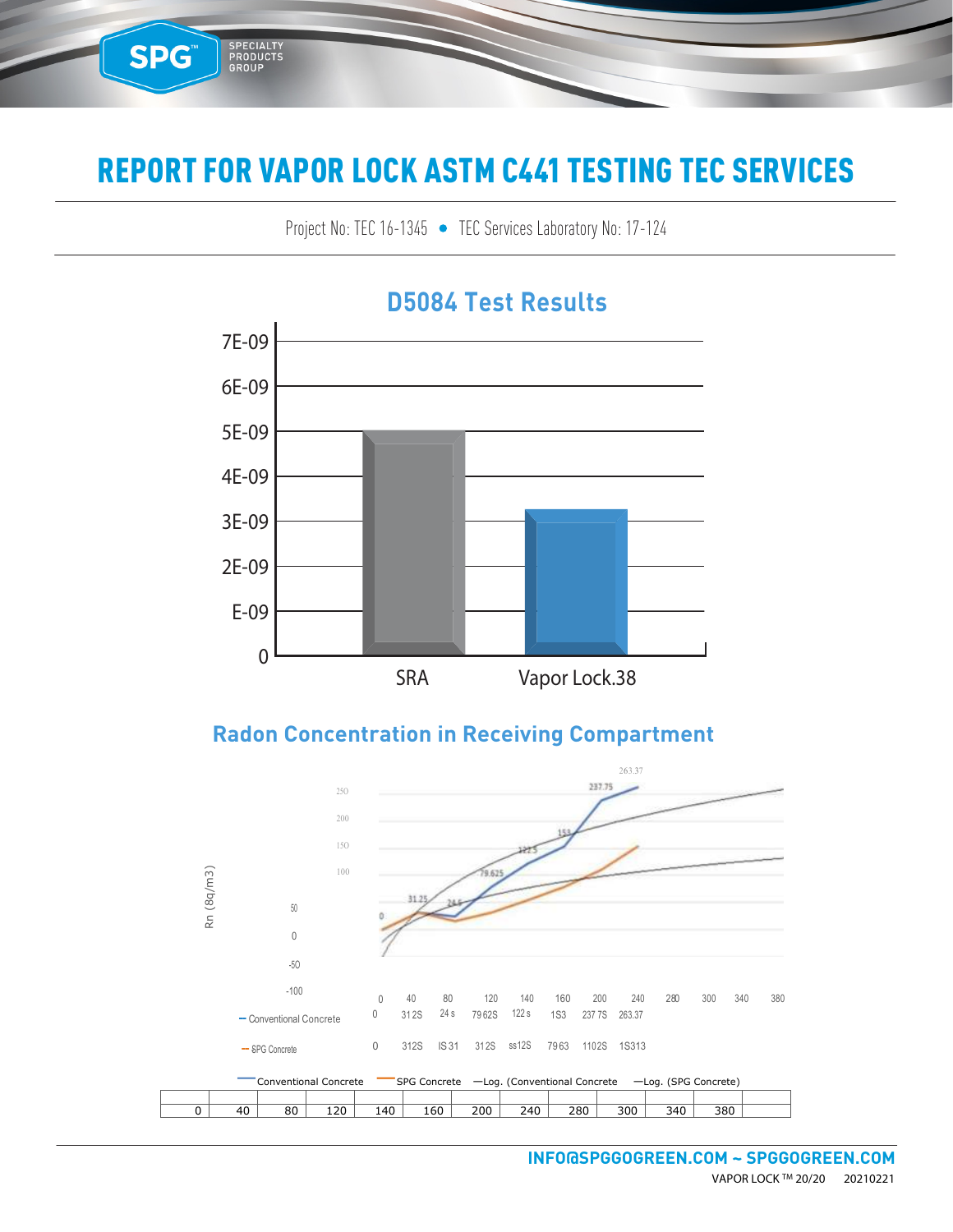# REPORT FOR VAPOR LOCK ASTM C441 TESTING TEC SERVICES

Project No: TEC 16-1345 • TEC Services Laboratory No: 17-124

## D5084 Test Results

7E-09
6E-09
5E-09
4E-09
3E-09
2E-09
E-09
0

SRA
Vapor Lock.38

## Radon Concentration in Receiving Compartment

Rn (8q/m3)

263.37
237.75
153
122.5
79.625
31.25
24.6
0

250
200
150
100
50
0
-50
-100

0 40 80 120 140 160 200 240 280 300 340 380

Conventional Concrete: 0 312S 24 s 7962S 122 s 1S3 237 7S 263.37

SPG Concrete: 0 312S IS 31 312S ss12S 7963 1102S 1S313

Conventional Concrete — SPG Concrete — Log. (Conventional Concrete — Log. (SPG Concrete)

| | | | | | | | | | | | | |
|---|---|---|---|---|---|---|---|---|---|---|---|---|
| | | | | | | | | | | | | |
| 0 | 40 | 80 | 120 | 140 | 160 | 200 | 240 | 280 | 300 | 340 | 380 | |

INFO@SPGGOGREEN.COM ~ SPGGOGREEN.COM

VAPOR LOCK ™ 20/20 20210221